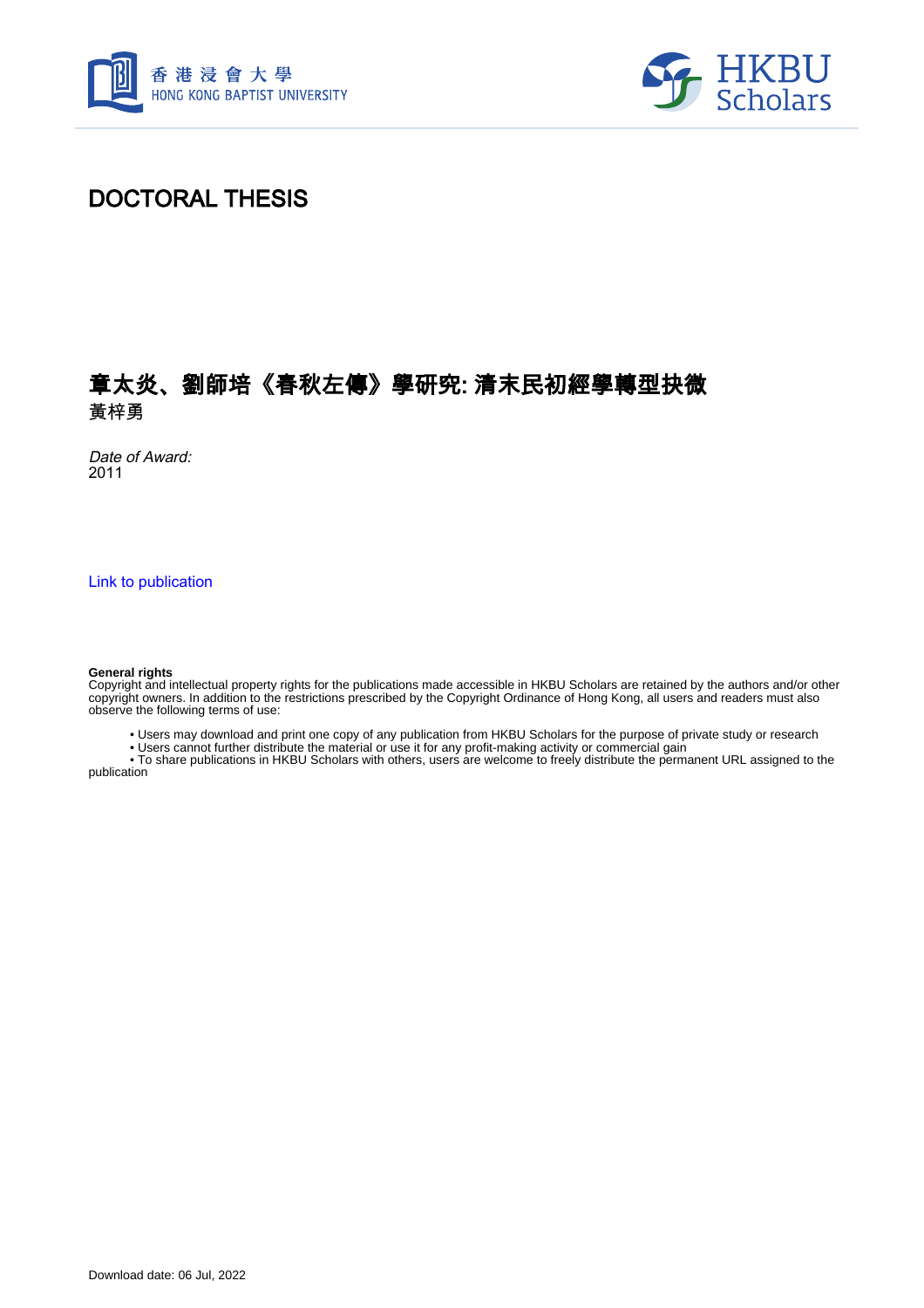# DOCTORAL THESIS

## 章太炎、劉師培《春秋左傳》學研究: 清末民初經學轉型抉微

黃梓勇

*Date of Award:*
2011

[Link to publication](#)

**General rights**
Copyright and intellectual property rights for the publications made accessible in HKBU Scholars are retained by the authors and/or other copyright owners. In addition to the restrictions prescribed by the Copyright Ordinance of Hong Kong, all users and readers must also observe the following terms of use:

- Users may download and print one copy of any publication from HKBU Scholars for the purpose of private study or research
- Users cannot further distribute the material or use it for any profit-making activity or commercial gain
- To share publications in HKBU Scholars with others, users are welcome to freely distribute the permanent URL assigned to the publication

Download date: 06 Jul, 2022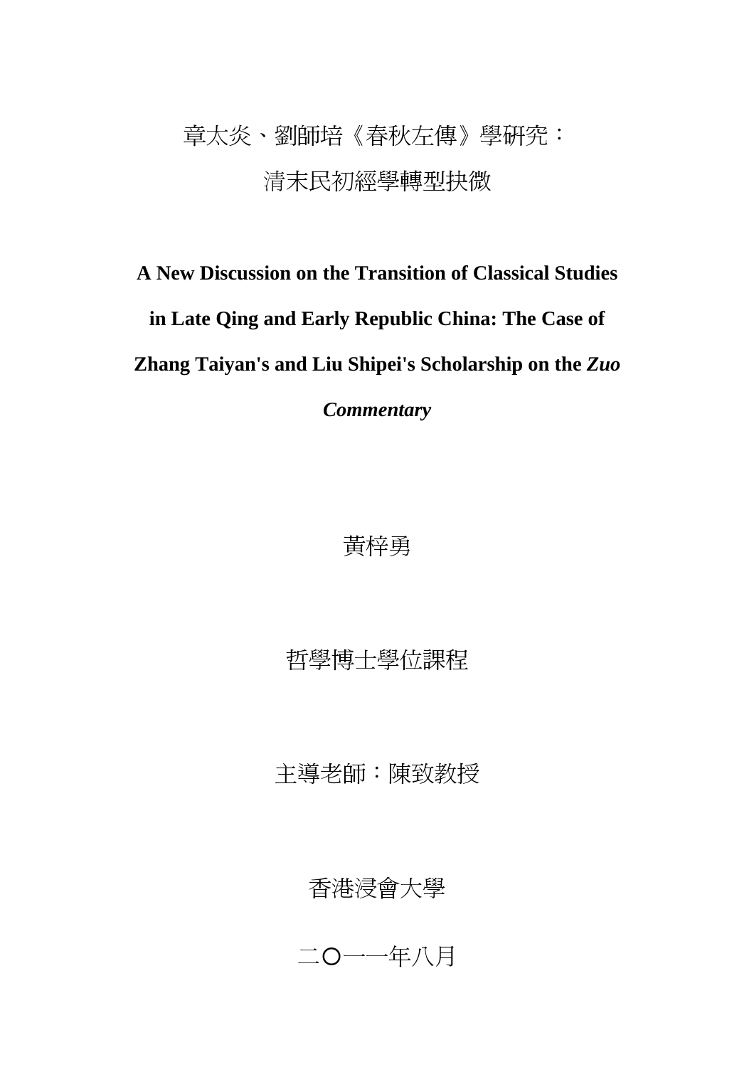# 章太炎、劉師培《春秋左傳》學研究：

# 清末民初經學轉型抉微

**A New Discussion on the Transition of Classical Studies in Late Qing and Early Republic China: The Case of Zhang Taiyan's and Liu Shipei's Scholarship on the *Zuo Commentary***

黃梓勇

哲學博士學位課程

主導老師：陳致教授

香港浸會大學

二〇一一年八月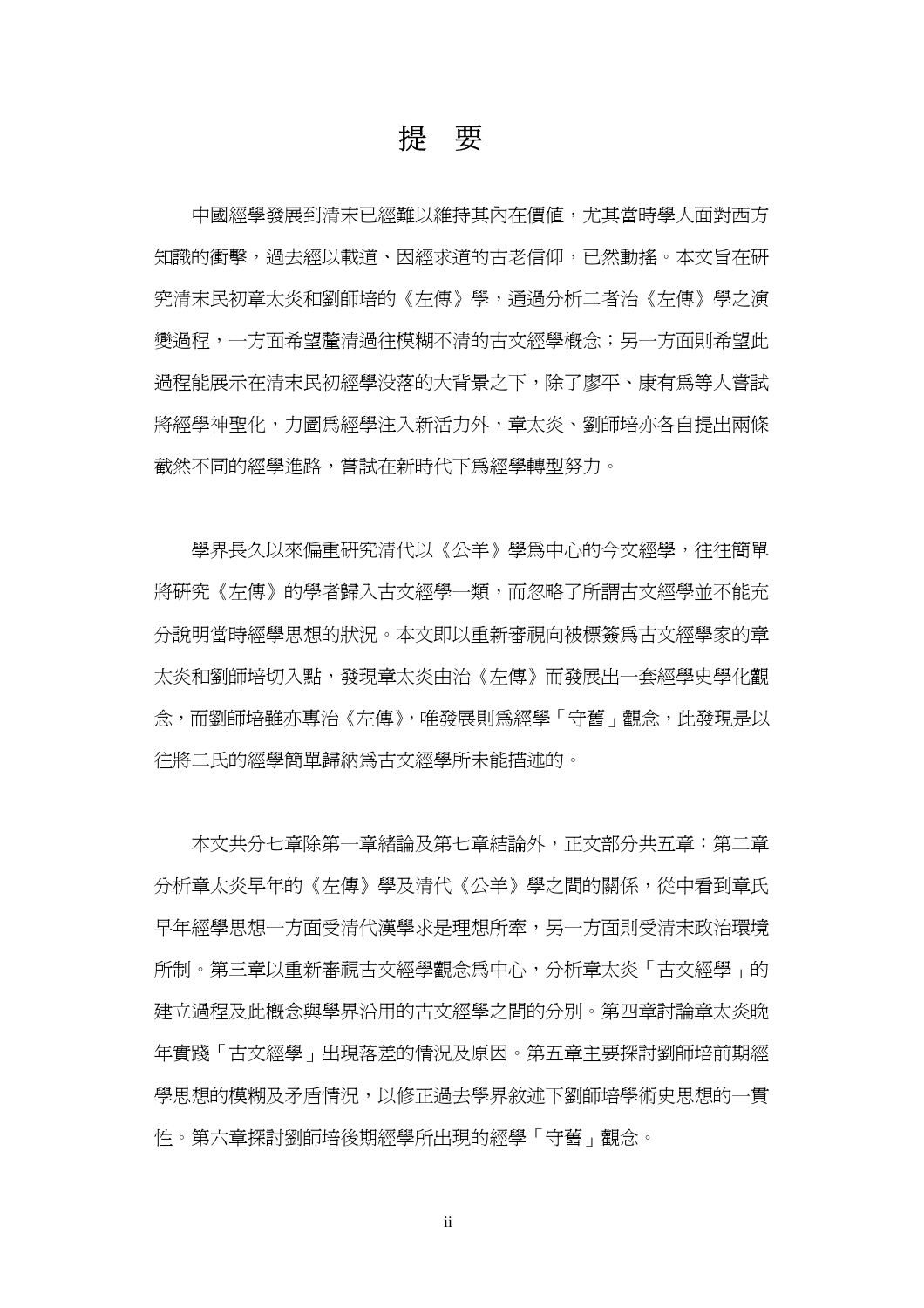# 提　要

中國經學發展到清末已經難以維持其內在價值，尤其當時學人面對西方知識的衝擊，過去經以載道、因經求道的古老信仰，已然動搖。本文旨在研究清末民初章太炎和劉師培的《左傳》學，通過分析二者治《左傳》學之演變過程，一方面希望釐清過往模糊不清的古文經學概念；另一方面則希望此過程能展示在清末民初經學沒落的大背景之下，除了廖平、康有爲等人嘗試將經學神聖化，力圖爲經學注入新活力外，章太炎、劉師培亦各自提出兩條截然不同的經學進路，嘗試在新時代下爲經學轉型努力。

學界長久以來偏重研究清代以《公羊》學爲中心的今文經學，往往簡單將研究《左傳》的學者歸入古文經學一類，而忽略了所謂古文經學並不能充分說明當時經學思想的狀況。本文即以重新審視向被標簽爲古文經學家的章太炎和劉師培切入點，發現章太炎由治《左傳》而發展出一套經學史學化觀念，而劉師培雖亦專治《左傳》，唯發展則爲經學「守舊」觀念，此發現是以往將二氏的經學簡單歸納爲古文經學所未能描述的。

本文共分七章除第一章緒論及第七章結論外，正文部分共五章：第二章分析章太炎早年的《左傳》學及清代《公羊》學之間的關係，從中看到章氏早年經學思想一方面受清代漢學求是理想所牽，另一方面則受清末政治環境所制。第三章以重新審視古文經學觀念爲中心，分析章太炎「古文經學」的建立過程及此概念與學界沿用的古文經學之間的分別。第四章討論章太炎晚年實踐「古文經學」出現落差的情況及原因。第五章主要探討劉師培前期經學思想的模糊及矛盾情況，以修正過去學界敘述下劉師培學術史思想的一貫性。第六章探討劉師培後期經學所出現的經學「守舊」觀念。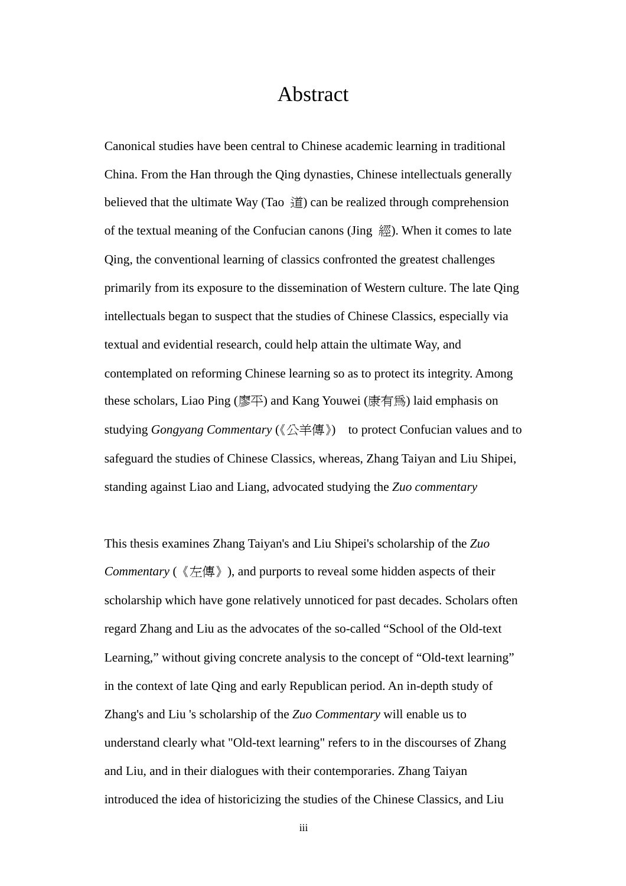# Abstract

Canonical studies have been central to Chinese academic learning in traditional China. From the Han through the Qing dynasties, Chinese intellectuals generally believed that the ultimate Way (Tao 道) can be realized through comprehension of the textual meaning of the Confucian canons (Jing 經). When it comes to late Qing, the conventional learning of classics confronted the greatest challenges primarily from its exposure to the dissemination of Western culture. The late Qing intellectuals began to suspect that the studies of Chinese Classics, especially via textual and evidential research, could help attain the ultimate Way, and contemplated on reforming Chinese learning so as to protect its integrity. Among these scholars, Liao Ping (廖平) and Kang Youwei (康有爲) laid emphasis on studying *Gongyang Commentary* (《公羊傳》) to protect Confucian values and to safeguard the studies of Chinese Classics, whereas, Zhang Taiyan and Liu Shipei, standing against Liao and Liang, advocated studying the *Zuo commentary*

This thesis examines Zhang Taiyan's and Liu Shipei's scholarship of the *Zuo Commentary* (《左傳》), and purports to reveal some hidden aspects of their scholarship which have gone relatively unnoticed for past decades. Scholars often regard Zhang and Liu as the advocates of the so-called "School of the Old-text Learning," without giving concrete analysis to the concept of "Old-text learning" in the context of late Qing and early Republican period. An in-depth study of Zhang's and Liu 's scholarship of the *Zuo Commentary* will enable us to understand clearly what "Old-text learning" refers to in the discourses of Zhang and Liu, and in their dialogues with their contemporaries. Zhang Taiyan introduced the idea of historicizing the studies of the Chinese Classics, and Liu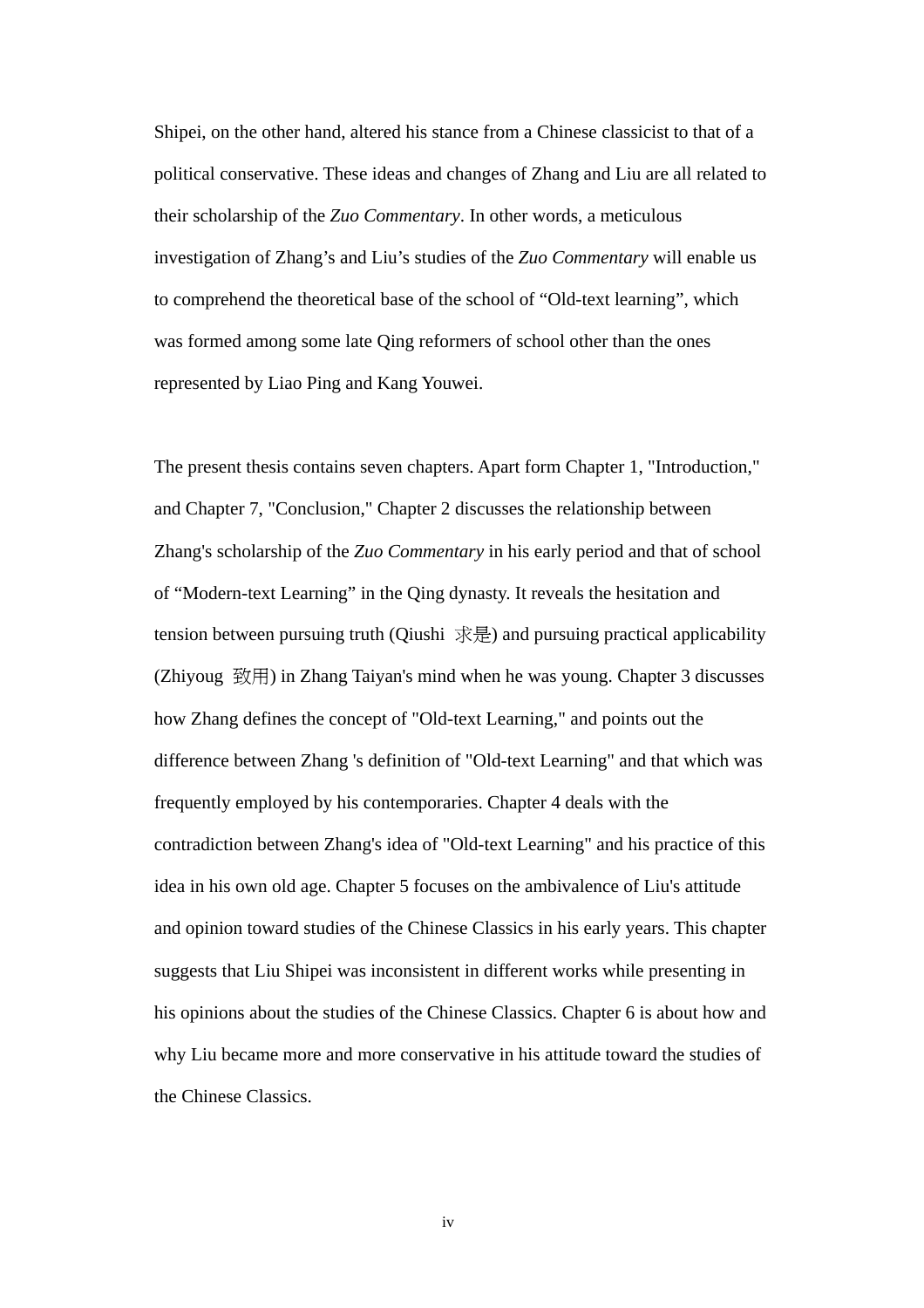Shipei, on the other hand, altered his stance from a Chinese classicist to that of a political conservative. These ideas and changes of Zhang and Liu are all related to their scholarship of the *Zuo Commentary*. In other words, a meticulous investigation of Zhang's and Liu's studies of the *Zuo Commentary* will enable us to comprehend the theoretical base of the school of "Old-text learning", which was formed among some late Qing reformers of school other than the ones represented by Liao Ping and Kang Youwei.

The present thesis contains seven chapters. Apart form Chapter 1, "Introduction," and Chapter 7, "Conclusion," Chapter 2 discusses the relationship between Zhang's scholarship of the *Zuo Commentary* in his early period and that of school of "Modern-text Learning" in the Qing dynasty. It reveals the hesitation and tension between pursuing truth (Qiushi 求是) and pursuing practical applicability (Zhiyoug 致用) in Zhang Taiyan's mind when he was young. Chapter 3 discusses how Zhang defines the concept of "Old-text Learning," and points out the difference between Zhang 's definition of "Old-text Learning" and that which was frequently employed by his contemporaries. Chapter 4 deals with the contradiction between Zhang's idea of "Old-text Learning" and his practice of this idea in his own old age. Chapter 5 focuses on the ambivalence of Liu's attitude and opinion toward studies of the Chinese Classics in his early years. This chapter suggests that Liu Shipei was inconsistent in different works while presenting in his opinions about the studies of the Chinese Classics. Chapter 6 is about how and why Liu became more and more conservative in his attitude toward the studies of the Chinese Classics.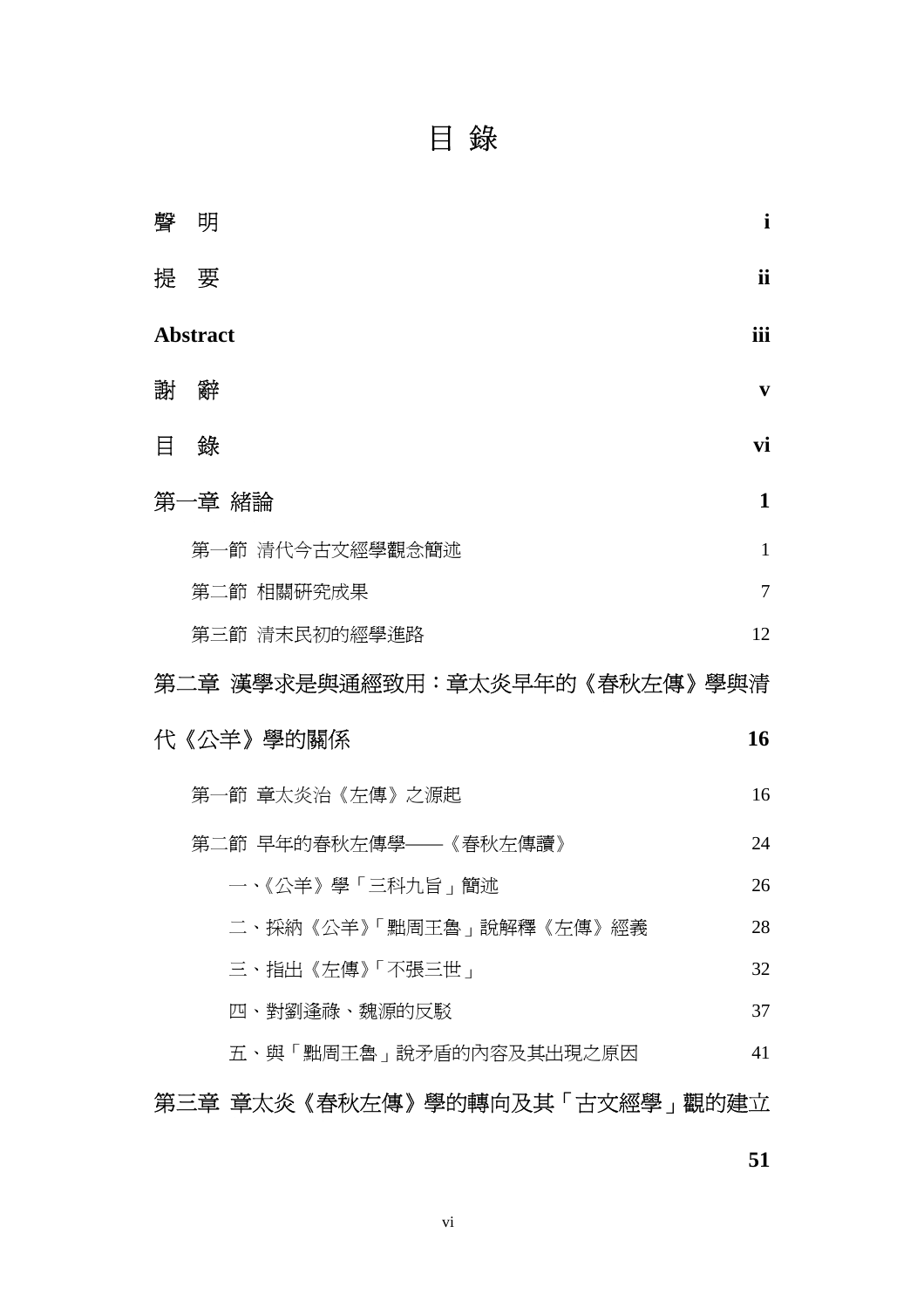# 目 錄

| | |
|---|---|
| **聲 明** | **i** |
| **提 要** | **ii** |
| **Abstract** | **iii** |
| **謝 辭** | **v** |
| **目 錄** | **vi** |
| **第一章 緒論** | **1** |
| 第一節 清代今古文經學觀念簡述 | 1 |
| 第二節 相關研究成果 | 7 |
| 第三節 清末民初的經學進路 | 12 |
| **第二章 漢學求是與通經致用：章太炎早年的《春秋左傳》學與清代《公羊》學的關係** | **16** |
| 第一節 章太炎治《左傳》之源起 | 16 |
| 第二節 早年的春秋左傳學──《春秋左傳讀》 | 24 |
| 一、《公羊》學「三科九旨」簡述 | 26 |
| 二、採納《公羊》「黜周王魯」說解釋《左傳》經義 | 28 |
| 三、指出《左傳》「不張三世」 | 32 |
| 四、對劉逢祿、魏源的反駁 | 37 |
| 五、與「黜周王魯」說矛盾的內容及其出現之原因 | 41 |
| **第三章 章太炎《春秋左傳》學的轉向及其「古文經學」觀的建立** | **51** |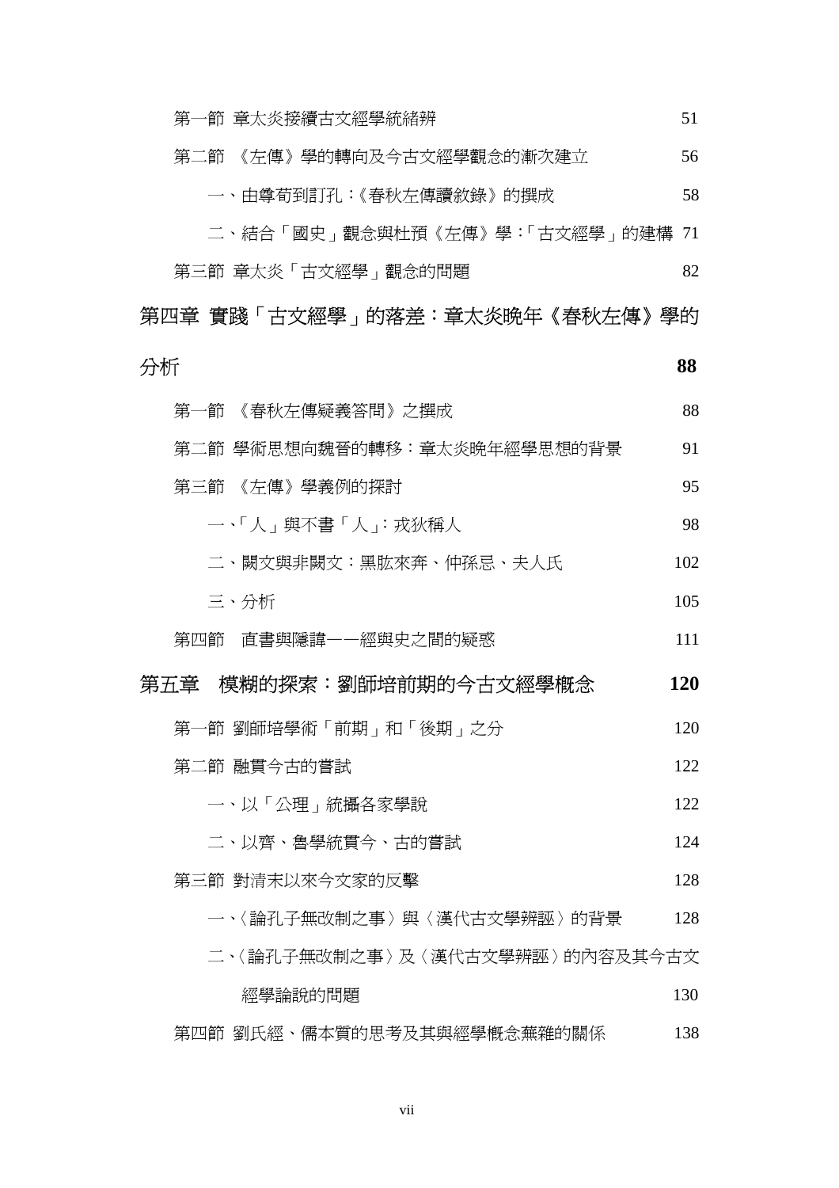第一節 章太炎接續古文經學統緒辨 51

第二節 《左傳》學的轉向及今古文經學觀念的漸次建立 56

一、由尊荀到訂孔：《春秋左傳讀敘錄》的撰成 58

二、結合「國史」觀念與杜預《左傳》學：「古文經學」的建構 71

第三節 章太炎「古文經學」觀念的問題 82

**第四章 實踐「古文經學」的落差：章太炎晚年《春秋左傳》學的分析 88**

第一節 《春秋左傳疑義答問》之撰成 88

第二節 學術思想向魏晉的轉移：章太炎晚年經學思想的背景 91

第三節 《左傳》學義例的探討 95

一、「人」與不書「人」：戎狄稱人 98

二、闕文與非闕文：黑肱來奔、仲孫忌、夫人氏 102

三、分析 105

第四節 直書與隱諱——經與史之間的疑惑 111

**第五章 模糊的探索：劉師培前期的今古文經學概念 120**

第一節 劉師培學術「前期」和「後期」之分 120

第二節 融貫今古的嘗試 122

一、以「公理」統攝各家學說 122

二、以齊、魯學統貫今、古的嘗試 124

第三節 對清末以來今文家的反擊 128

一、〈論孔子無改制之事〉與〈漢代古文學辨誣〉的背景 128

二、〈論孔子無改制之事〉及〈漢代古文學辨誣〉的內容及其今古文經學論說的問題 130

第四節 劉氏經、儒本質的思考及其與經學概念蕪雜的關係 138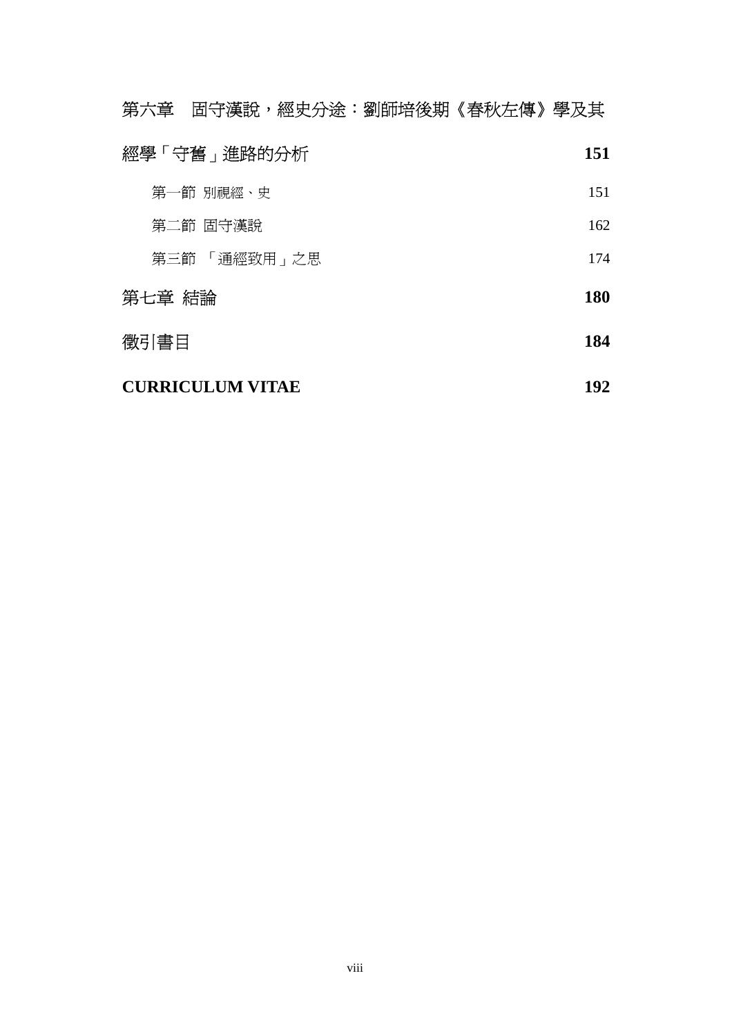第六章　固守漢說，經史分途：劉師培後期《春秋左傳》學及其經學「守舊」進路的分析 **151**

第一節 別視經、史 151

第二節 固守漢說 162

第三節 「通經致用」之思 174

第七章 結論 **180**

徵引書目 **184**

**CURRICULUM VITAE** **192**